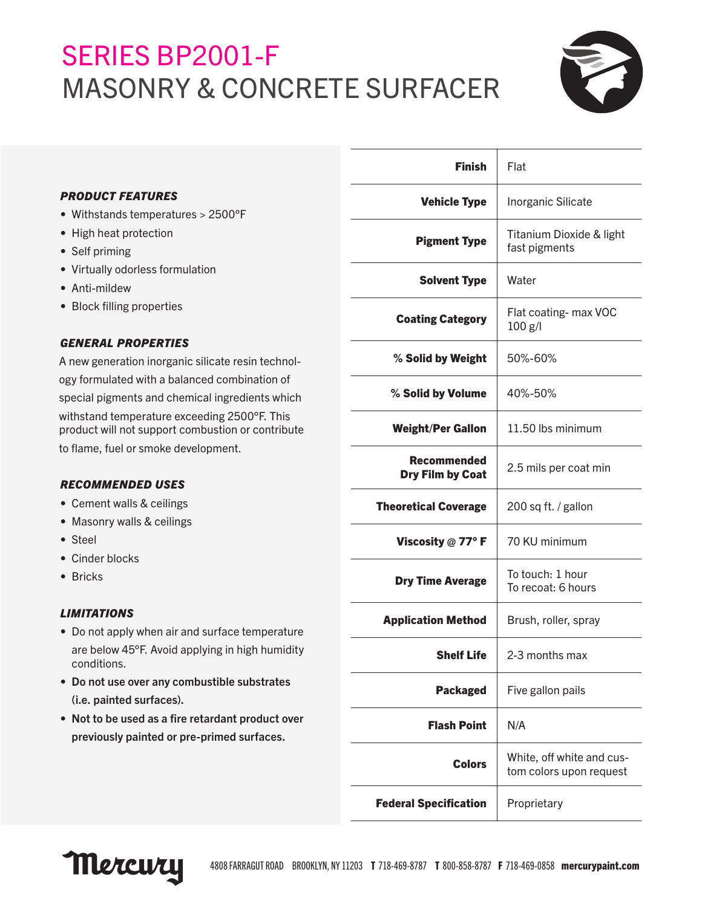# SERIES BP2001-F
# MASONRY & CONCRETE SURFACER

***PRODUCT FEATURES***

- Withstands temperatures > 2500°F
- High heat protection
- Self priming
- Virtually odorless formulation
- Anti-mildew
- Block filling properties

***GENERAL PROPERTIES***

A new generation inorganic silicate resin technology formulated with a balanced combination of special pigments and chemical ingredients which withstand temperature exceeding 2500°F. This product will not support combustion or contribute to flame, fuel or smoke development.

***RECOMMENDED USES***

- Cement walls & ceilings
- Masonry walls & ceilings
- Steel
- Cinder blocks
- Bricks

***LIMITATIONS***

- Do not apply when air and surface temperature are below 45°F. Avoid applying in high humidity conditions.
- **Do not use over any combustible substrates (i.e. painted surfaces).**
- **Not to be used as a fire retardant product over previously painted or pre-primed surfaces.**

| | |
|---|---|
| **Finish** | Flat |
| **Vehicle Type** | Inorganic Silicate |
| **Pigment Type** | Titanium Dioxide & light fast pigments |
| **Solvent Type** | Water |
| **Coating Category** | Flat coating- max VOC 100 g/l |
| **% Solid by Weight** | 50%-60% |
| **% Solid by Volume** | 40%-50% |
| **Weight/Per Gallon** | 11.50 lbs minimum |
| **Recommended Dry Film by Coat** | 2.5 mils per coat min |
| **Theoretical Coverage** | 200 sq ft. / gallon |
| **Viscosity @ 77° F** | 70 KU minimum |
| **Dry Time Average** | To touch: 1 hour<br>To recoat: 6 hours |
| **Application Method** | Brush, roller, spray |
| **Shelf Life** | 2-3 months max |
| **Packaged** | Five gallon pails |
| **Flash Point** | N/A |
| **Colors** | White, off white and custom colors upon request |
| **Federal Specification** | Proprietary |

Mercury 4808 FARRAGUT ROAD BROOKLYN, NY 11203 **T** 718-469-8787 **T** 800-858-8787 **F** 718-469-0858 **mercurypaint.com**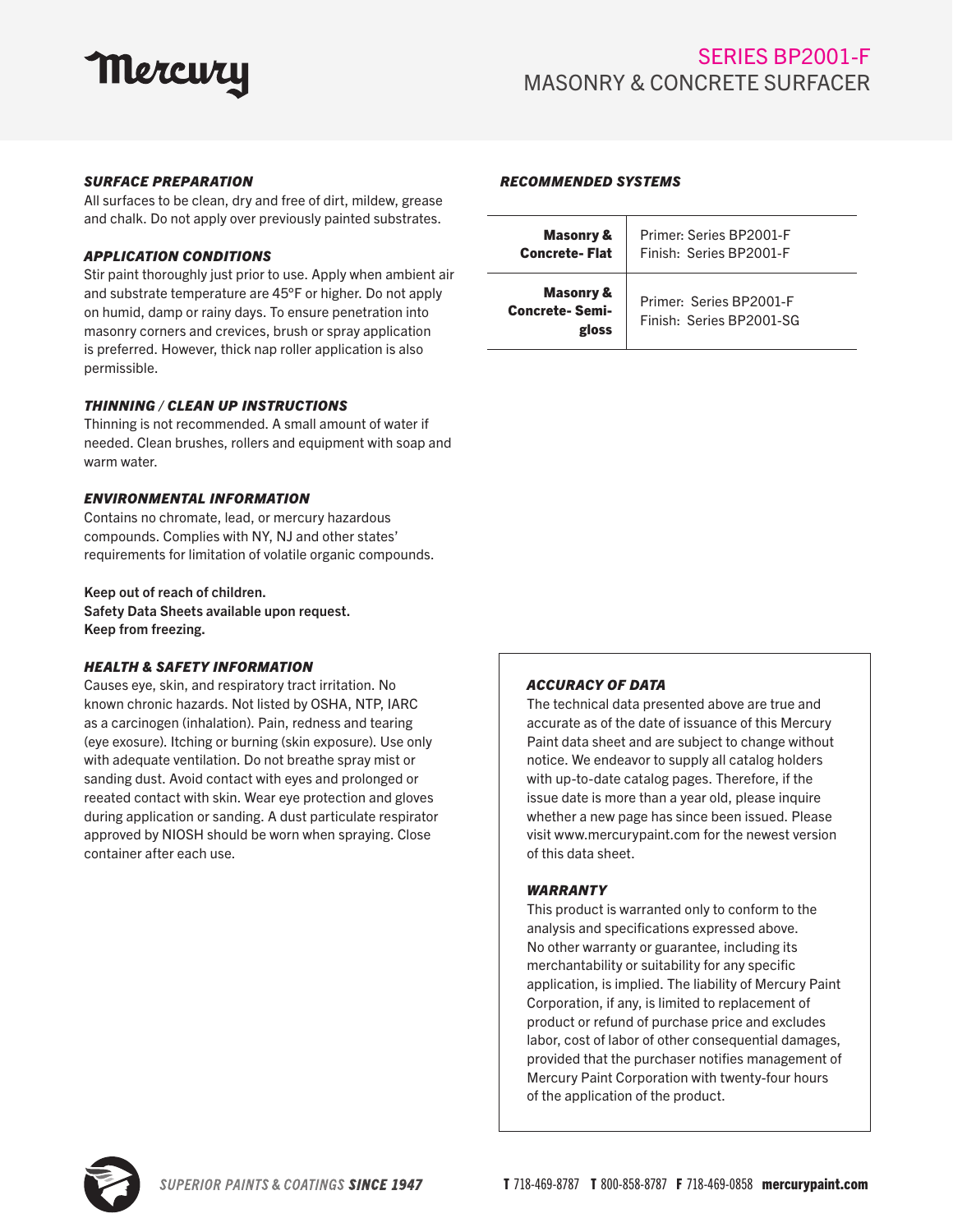# SERIES BP2001-F
## MASONRY & CONCRETE SURFACER

### *SURFACE PREPARATION*

All surfaces to be clean, dry and free of dirt, mildew, grease and chalk. Do not apply over previously painted substrates.

### *APPLICATION CONDITIONS*

Stir paint thoroughly just prior to use. Apply when ambient air and substrate temperature are 45°F or higher. Do not apply on humid, damp or rainy days. To ensure penetration into masonry corners and crevices, brush or spray application is preferred. However, thick nap roller application is also permissible.

### *THINNING / CLEAN UP INSTRUCTIONS*

Thinning is not recommended. A small amount of water if needed. Clean brushes, rollers and equipment with soap and warm water.

### *ENVIRONMENTAL INFORMATION*

Contains no chromate, lead, or mercury hazardous compounds. Complies with NY, NJ and other states' requirements for limitation of volatile organic compounds.

**Keep out of reach of children.**
**Safety Data Sheets available upon request.**
**Keep from freezing.**

### *HEALTH & SAFETY INFORMATION*

Causes eye, skin, and respiratory tract irritation. No known chronic hazards. Not listed by OSHA, NTP, IARC as a carcinogen (inhalation). Pain, redness and tearing (eye exosure). Itching or burning (skin exposure). Use only with adequate ventilation. Do not breathe spray mist or sanding dust. Avoid contact with eyes and prolonged or reeated contact with skin. Wear eye protection and gloves during application or sanding. A dust particulate respirator approved by NIOSH should be worn when spraying. Close container after each use.

### *RECOMMENDED SYSTEMS*

| | |
|---|---|
| **Masonry & Concrete- Flat** | Primer: Series BP2001-F<br>Finish: Series BP2001-F |
| **Masonry & Concrete- Semi-gloss** | Primer: Series BP2001-F<br>Finish: Series BP2001-SG |

### *ACCURACY OF DATA*

The technical data presented above are true and accurate as of the date of issuance of this Mercury Paint data sheet and are subject to change without notice. We endeavor to supply all catalog holders with up-to-date catalog pages. Therefore, if the issue date is more than a year old, please inquire whether a new page has since been issued. Please visit www.mercurypaint.com for the newest version of this data sheet.

### *WARRANTY*

This product is warranted only to conform to the analysis and specifications expressed above. No other warranty or guarantee, including its merchantability or suitability for any specific application, is implied. The liability of Mercury Paint Corporation, if any, is limited to replacement of product or refund of purchase price and excludes labor, cost of labor of other consequential damages, provided that the purchaser notifies management of Mercury Paint Corporation with twenty-four hours of the application of the product.

*SUPERIOR PAINTS & COATINGS **SINCE 1947***

**T** 718-469-8787 **T** 800-858-8787 **F** 718-469-0858 **mercurypaint.com**